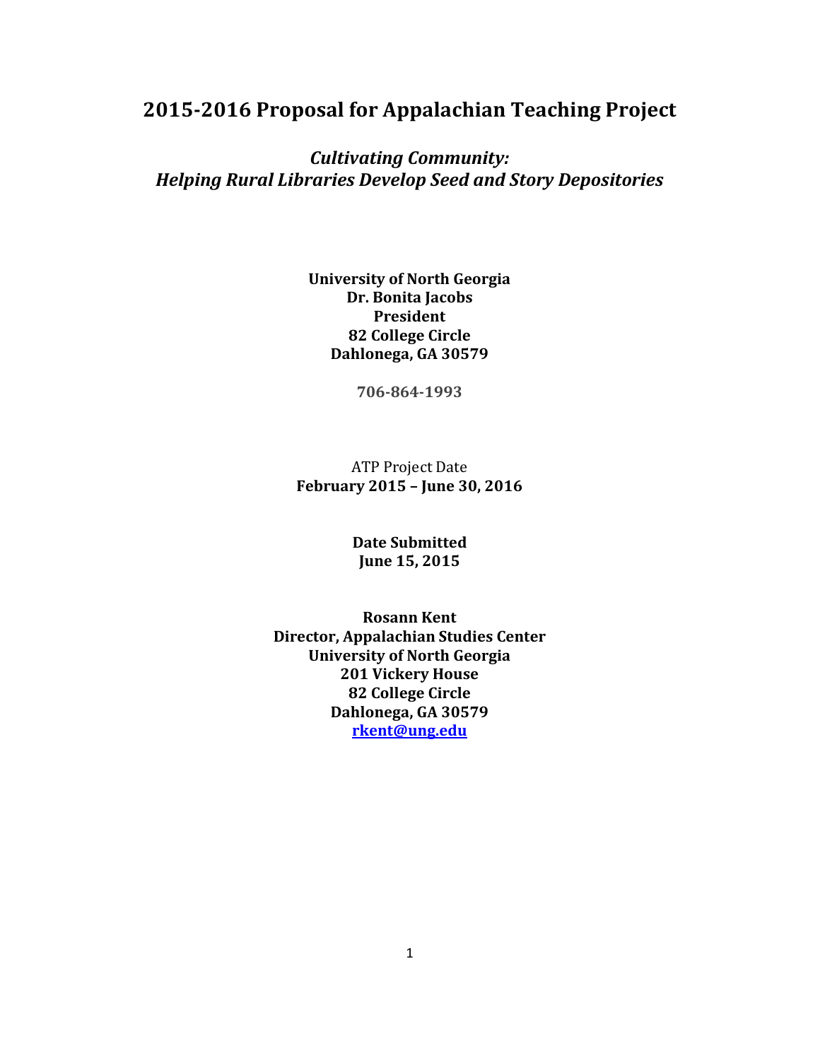# 2015-2016 Proposal for Appalachian Teaching Project

## *Cultivating Community: Helping Rural Libraries Develop Seed and Story Depositories*

**University of North Georgia**
**Dr. Bonita Jacobs**
**President**
**82 College Circle**
**Dahlonega, GA 30579**

**706-864-1993**

ATP Project Date
**February 2015 – June 30, 2016**

**Date Submitted**
**June 15, 2015**

**Rosann Kent**
**Director, Appalachian Studies Center**
**University of North Georgia**
**201 Vickery House**
**82 College Circle**
**Dahlonega, GA 30579**
**rkent@ung.edu**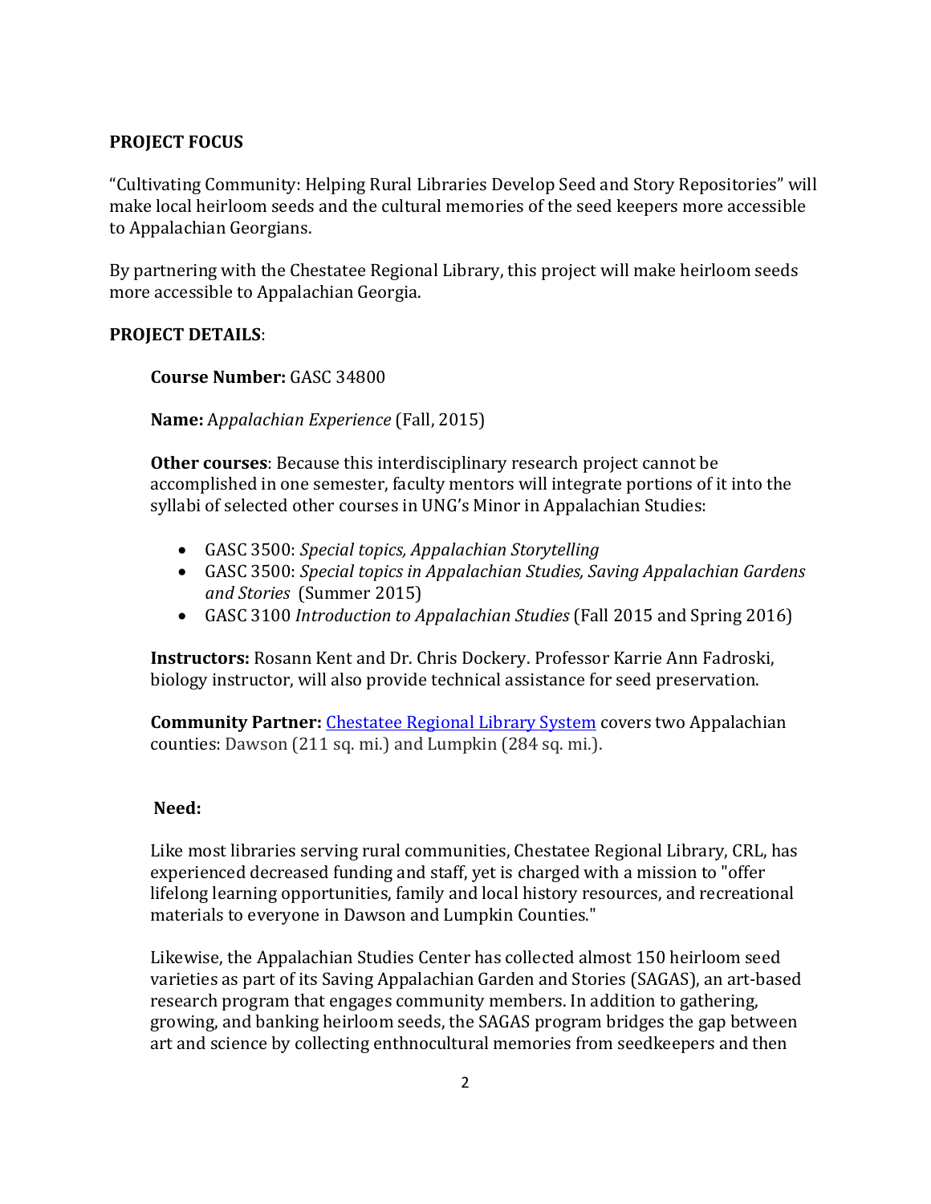**PROJECT FOCUS**

"Cultivating Community: Helping Rural Libraries Develop Seed and Story Repositories" will make local heirloom seeds and the cultural memories of the seed keepers more accessible to Appalachian Georgians.

By partnering with the Chestatee Regional Library, this project will make heirloom seeds more accessible to Appalachian Georgia.

**PROJECT DETAILS**:

**Course Number:** GASC 34800

**Name:** A*ppalachian Experience* (Fall, 2015)

**Other courses**: Because this interdisciplinary research project cannot be accomplished in one semester, faculty mentors will integrate portions of it into the syllabi of selected other courses in UNG's Minor in Appalachian Studies:

- GASC 3500: *Special topics, Appalachian Storytelling*
- GASC 3500: *Special topics in Appalachian Studies, Saving Appalachian Gardens and Stories* (Summer 2015)
- GASC 3100 *Introduction to Appalachian Studies* (Fall 2015 and Spring 2016)

**Instructors:** Rosann Kent and Dr. Chris Dockery. Professor Karrie Ann Fadroski, biology instructor, will also provide technical assistance for seed preservation.

**Community Partner:** Chestatee Regional Library System covers two Appalachian counties: Dawson (211 sq. mi.) and Lumpkin (284 sq. mi.).

**Need:**

Like most libraries serving rural communities, Chestatee Regional Library, CRL, has experienced decreased funding and staff, yet is charged with a mission to "offer lifelong learning opportunities, family and local history resources, and recreational materials to everyone in Dawson and Lumpkin Counties."

Likewise, the Appalachian Studies Center has collected almost 150 heirloom seed varieties as part of its Saving Appalachian Garden and Stories (SAGAS), an art-based research program that engages community members. In addition to gathering, growing, and banking heirloom seeds, the SAGAS program bridges the gap between art and science by collecting enthnocultural memories from seedkeepers and then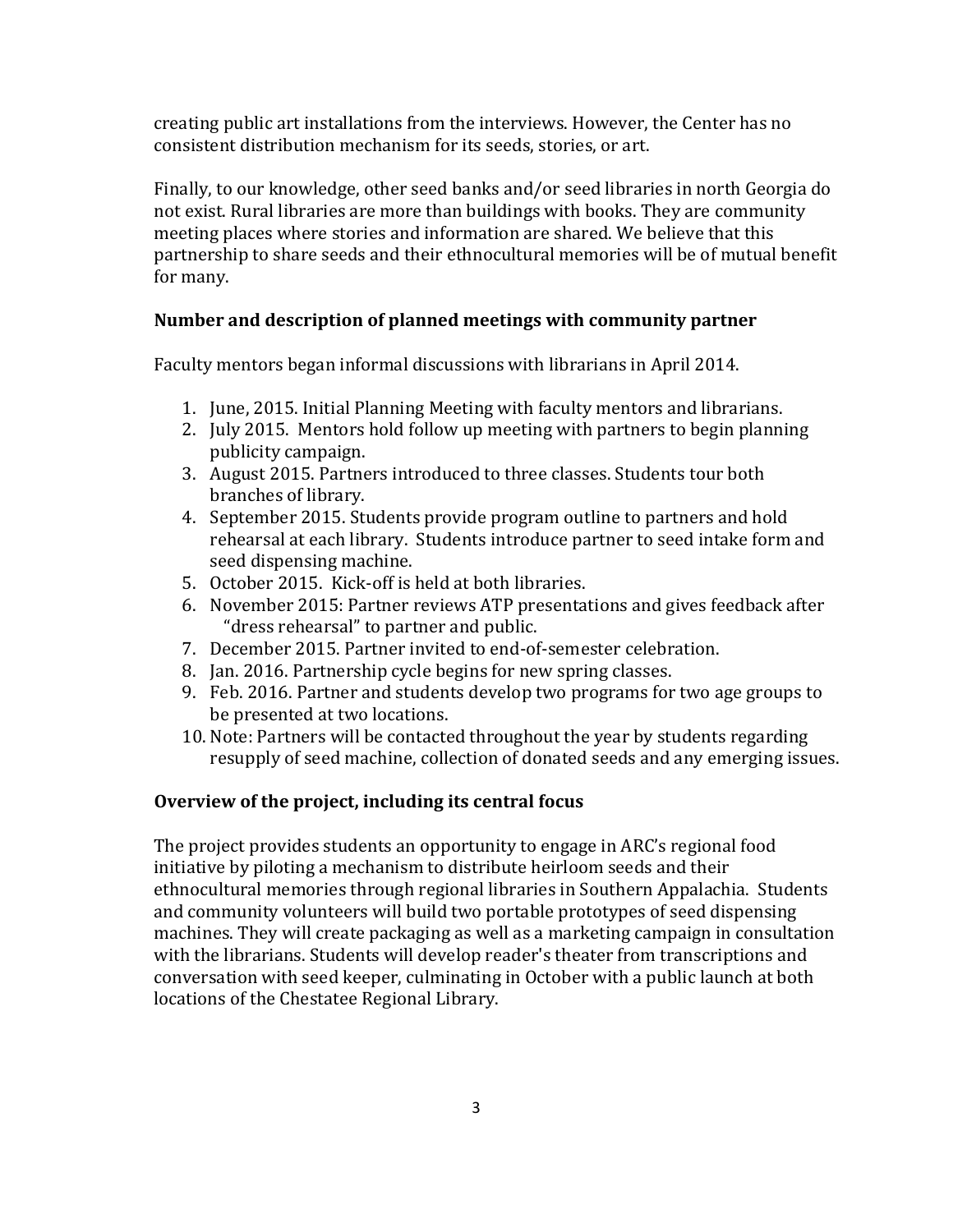creating public art installations from the interviews. However, the Center has no consistent distribution mechanism for its seeds, stories, or art.

Finally, to our knowledge, other seed banks and/or seed libraries in north Georgia do not exist. Rural libraries are more than buildings with books. They are community meeting places where stories and information are shared. We believe that this partnership to share seeds and their ethnocultural memories will be of mutual benefit for many.

**Number and description of planned meetings with community partner**

Faculty mentors began informal discussions with librarians in April 2014.

1. June, 2015. Initial Planning Meeting with faculty mentors and librarians.
2. July 2015. Mentors hold follow up meeting with partners to begin planning publicity campaign.
3. August 2015. Partners introduced to three classes. Students tour both branches of library.
4. September 2015. Students provide program outline to partners and hold rehearsal at each library. Students introduce partner to seed intake form and seed dispensing machine.
5. October 2015. Kick-off is held at both libraries.
6. November 2015: Partner reviews ATP presentations and gives feedback after "dress rehearsal" to partner and public.
7. December 2015. Partner invited to end-of-semester celebration.
8. Jan. 2016. Partnership cycle begins for new spring classes.
9. Feb. 2016. Partner and students develop two programs for two age groups to be presented at two locations.
10. Note: Partners will be contacted throughout the year by students regarding resupply of seed machine, collection of donated seeds and any emerging issues.

**Overview of the project, including its central focus**

The project provides students an opportunity to engage in ARC's regional food initiative by piloting a mechanism to distribute heirloom seeds and their ethnocultural memories through regional libraries in Southern Appalachia. Students and community volunteers will build two portable prototypes of seed dispensing machines. They will create packaging as well as a marketing campaign in consultation with the librarians. Students will develop reader's theater from transcriptions and conversation with seed keeper, culminating in October with a public launch at both locations of the Chestatee Regional Library.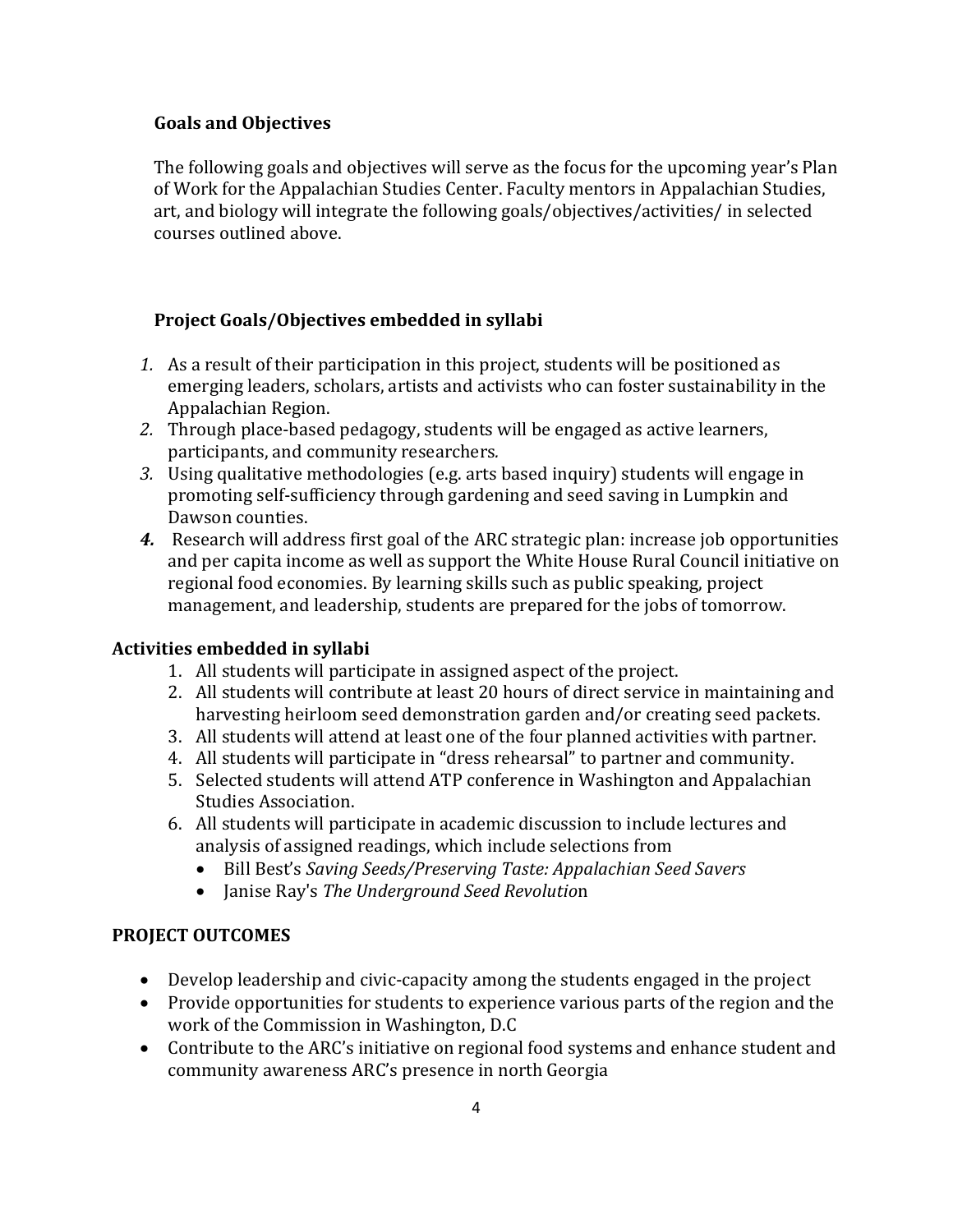**Goals and Objectives**

The following goals and objectives will serve as the focus for the upcoming year's Plan of Work for the Appalachian Studies Center. Faculty mentors in Appalachian Studies, art, and biology will integrate the following goals/objectives/activities/ in selected courses outlined above.

**Project Goals/Objectives embedded in syllabi**

1. As a result of their participation in this project, students will be positioned as emerging leaders, scholars, artists and activists who can foster sustainability in the Appalachian Region.
2. Through place-based pedagogy, students will be engaged as active learners, participants, and community researchers.
3. Using qualitative methodologies (e.g. arts based inquiry) students will engage in promoting self-sufficiency through gardening and seed saving in Lumpkin and Dawson counties.
4. Research will address first goal of the ARC strategic plan: increase job opportunities and per capita income as well as support the White House Rural Council initiative on regional food economies. By learning skills such as public speaking, project management, and leadership, students are prepared for the jobs of tomorrow.

**Activities embedded in syllabi**

1. All students will participate in assigned aspect of the project.
2. All students will contribute at least 20 hours of direct service in maintaining and harvesting heirloom seed demonstration garden and/or creating seed packets.
3. All students will attend at least one of the four planned activities with partner.
4. All students will participate in "dress rehearsal" to partner and community.
5. Selected students will attend ATP conference in Washington and Appalachian Studies Association.
6. All students will participate in academic discussion to include lectures and analysis of assigned readings, which include selections from
   - Bill Best's *Saving Seeds/Preserving Taste: Appalachian Seed Savers*
   - Janise Ray's *The Underground Seed Revolution*

**PROJECT OUTCOMES**

- Develop leadership and civic-capacity among the students engaged in the project
- Provide opportunities for students to experience various parts of the region and the work of the Commission in Washington, D.C
- Contribute to the ARC's initiative on regional food systems and enhance student and community awareness ARC's presence in north Georgia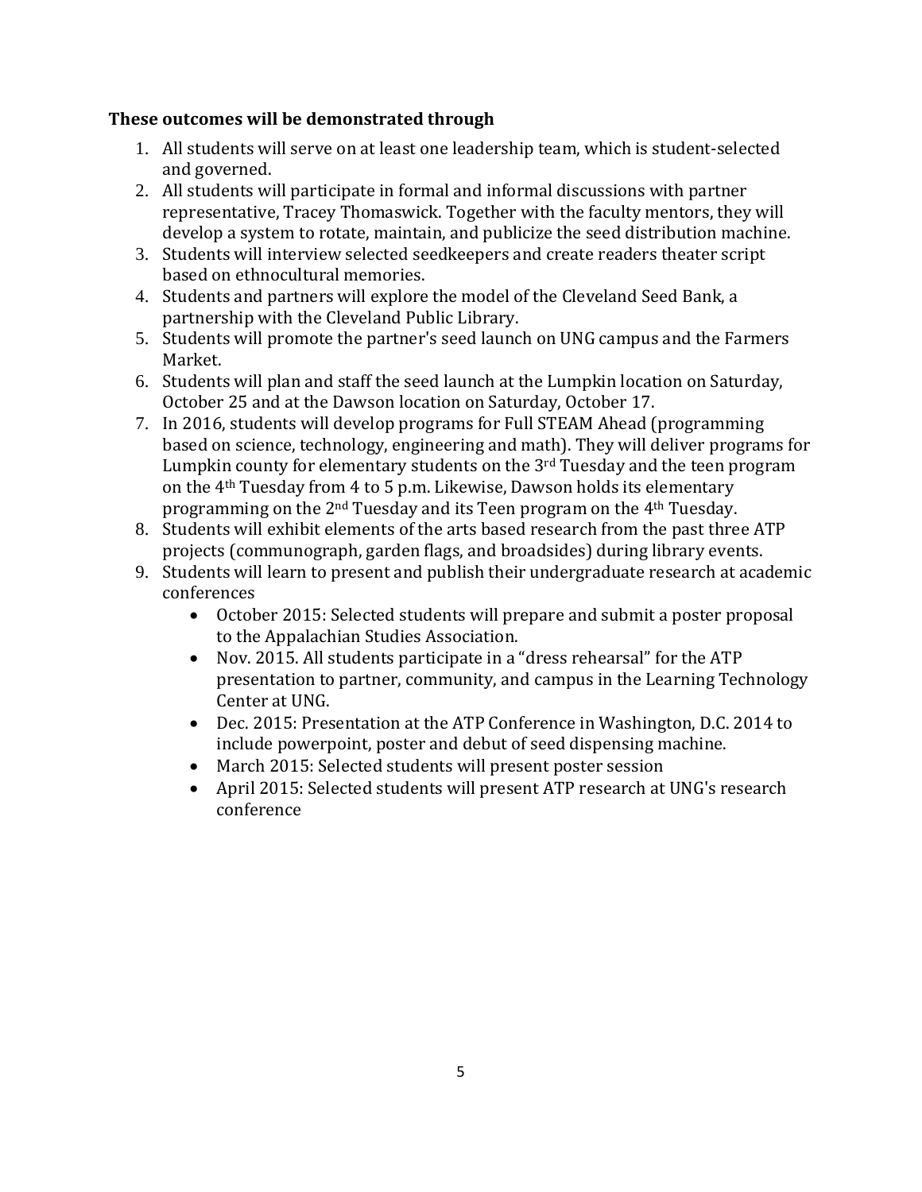**These outcomes will be demonstrated through**

1. All students will serve on at least one leadership team, which is student-selected and governed.
2. All students will participate in formal and informal discussions with partner representative, Tracey Thomaswick. Together with the faculty mentors, they will develop a system to rotate, maintain, and publicize the seed distribution machine.
3. Students will interview selected seedkeepers and create readers theater script based on ethnocultural memories.
4. Students and partners will explore the model of the Cleveland Seed Bank, a partnership with the Cleveland Public Library.
5. Students will promote the partner's seed launch on UNG campus and the Farmers Market.
6. Students will plan and staff the seed launch at the Lumpkin location on Saturday, October 25 and at the Dawson location on Saturday, October 17.
7. In 2016, students will develop programs for Full STEAM Ahead (programming based on science, technology, engineering and math). They will deliver programs for Lumpkin county for elementary students on the 3rd Tuesday and the teen program on the 4th Tuesday from 4 to 5 p.m. Likewise, Dawson holds its elementary programming on the 2nd Tuesday and its Teen program on the 4th Tuesday.
8. Students will exhibit elements of the arts based research from the past three ATP projects (communograph, garden flags, and broadsides) during library events.
9. Students will learn to present and publish their undergraduate research at academic conferences
   - October 2015: Selected students will prepare and submit a poster proposal to the Appalachian Studies Association.
   - Nov. 2015. All students participate in a "dress rehearsal" for the ATP presentation to partner, community, and campus in the Learning Technology Center at UNG.
   - Dec. 2015: Presentation at the ATP Conference in Washington, D.C. 2014 to include powerpoint, poster and debut of seed dispensing machine.
   - March 2015: Selected students will present poster session
   - April 2015: Selected students will present ATP research at UNG's research conference